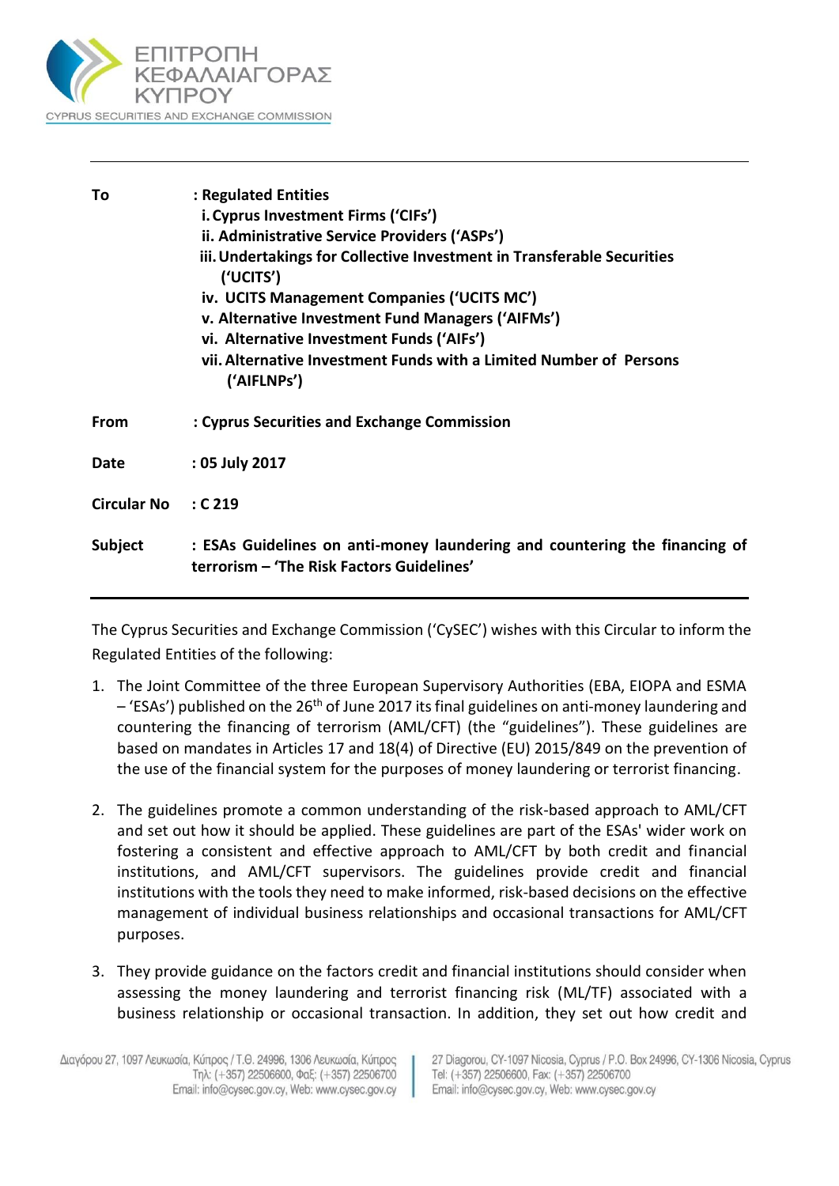ΕΠΙΤΡΟΠΗ ΚΕΦΑΛΑΙΑΓΟΡΑΣ ΚΥΠΡΟΥ

CYPRUS SECURITIES AND EXCHANGE COMMISSION

---

| | |
|---|---|
| **To** | **: Regulated Entities** |
| | **i. Cyprus Investment Firms ('CIFs')** |
| | **ii. Administrative Service Providers ('ASPs')** |
| | **iii. Undertakings for Collective Investment in Transferable Securities ('UCITS')** |
| | **iv. UCITS Management Companies ('UCITS MC')** |
| | **v. Alternative Investment Fund Managers ('AIFMs')** |
| | **vi. Alternative Investment Funds ('AIFs')** |
| | **vii. Alternative Investment Funds with a Limited Number of Persons ('AIFLNPs')** |
| **From** | **: Cyprus Securities and Exchange Commission** |
| **Date** | **: 05 July 2017** |
| **Circular No** | **: C 219** |
| **Subject** | **: ESAs Guidelines on anti-money laundering and countering the financing of terrorism – 'The Risk Factors Guidelines'** |

---

The Cyprus Securities and Exchange Commission ('CySEC') wishes with this Circular to inform the Regulated Entities of the following:

1. The Joint Committee of the three European Supervisory Authorities (EBA, EIOPA and ESMA – 'ESAs') published on the 26th of June 2017 its final guidelines on anti-money laundering and countering the financing of terrorism (AML/CFT) (the "guidelines"). These guidelines are based on mandates in Articles 17 and 18(4) of Directive (EU) 2015/849 on the prevention of the use of the financial system for the purposes of money laundering or terrorist financing.

2. The guidelines promote a common understanding of the risk-based approach to AML/CFT and set out how it should be applied. These guidelines are part of the ESAs' wider work on fostering a consistent and effective approach to AML/CFT by both credit and financial institutions, and AML/CFT supervisors. The guidelines provide credit and financial institutions with the tools they need to make informed, risk-based decisions on the effective management of individual business relationships and occasional transactions for AML/CFT purposes.

3. They provide guidance on the factors credit and financial institutions should consider when assessing the money laundering and terrorist financing risk (ML/TF) associated with a business relationship or occasional transaction. In addition, they set out how credit and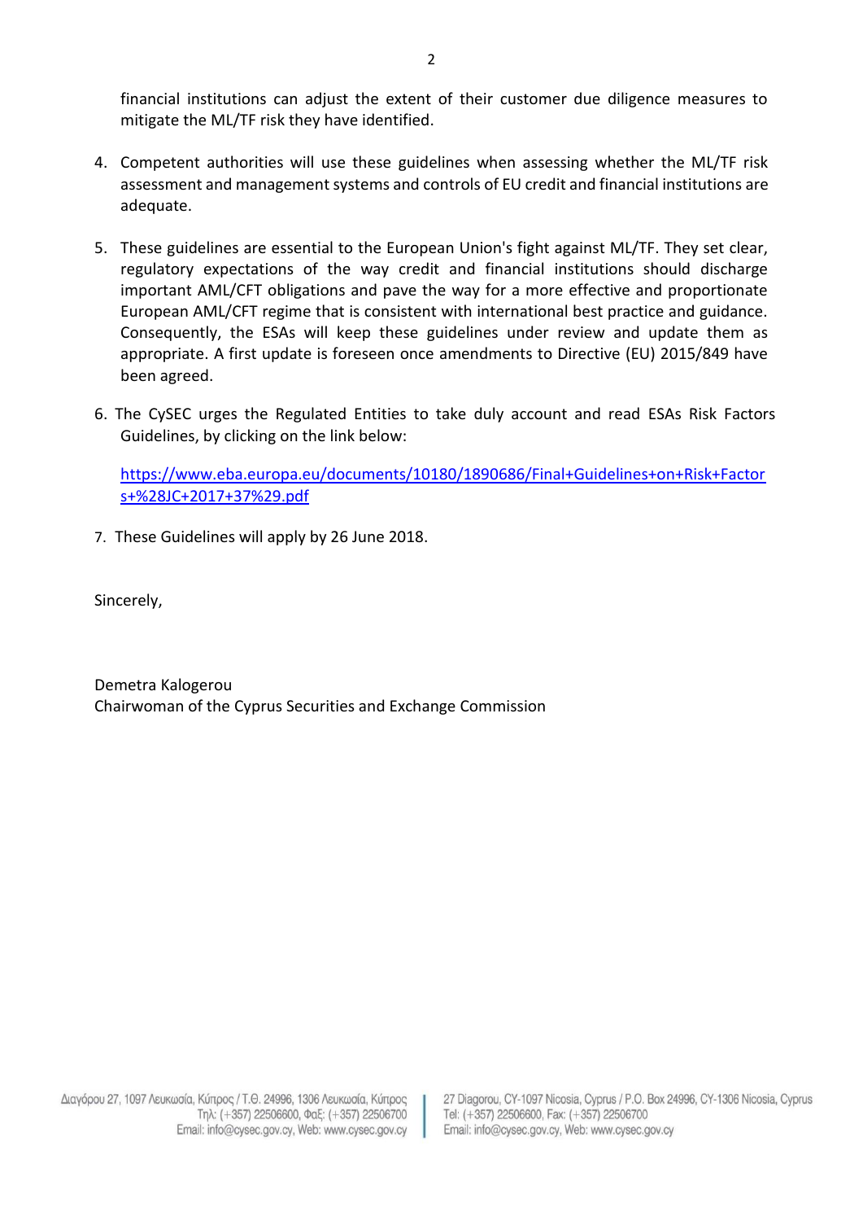financial institutions can adjust the extent of their customer due diligence measures to mitigate the ML/TF risk they have identified.

4. Competent authorities will use these guidelines when assessing whether the ML/TF risk assessment and management systems and controls of EU credit and financial institutions are adequate.

5. These guidelines are essential to the European Union's fight against ML/TF. They set clear, regulatory expectations of the way credit and financial institutions should discharge important AML/CFT obligations and pave the way for a more effective and proportionate European AML/CFT regime that is consistent with international best practice and guidance. Consequently, the ESAs will keep these guidelines under review and update them as appropriate. A first update is foreseen once amendments to Directive (EU) 2015/849 have been agreed.

6. The CySEC urges the Regulated Entities to take duly account and read ESAs Risk Factors Guidelines, by clicking on the link below:

   https://www.eba.europa.eu/documents/10180/1890686/Final+Guidelines+on+Risk+Factors+%28JC+2017+37%29.pdf

7. These Guidelines will apply by 26 June 2018.

Sincerely,

Demetra Kalogerou
Chairwoman of the Cyprus Securities and Exchange Commission